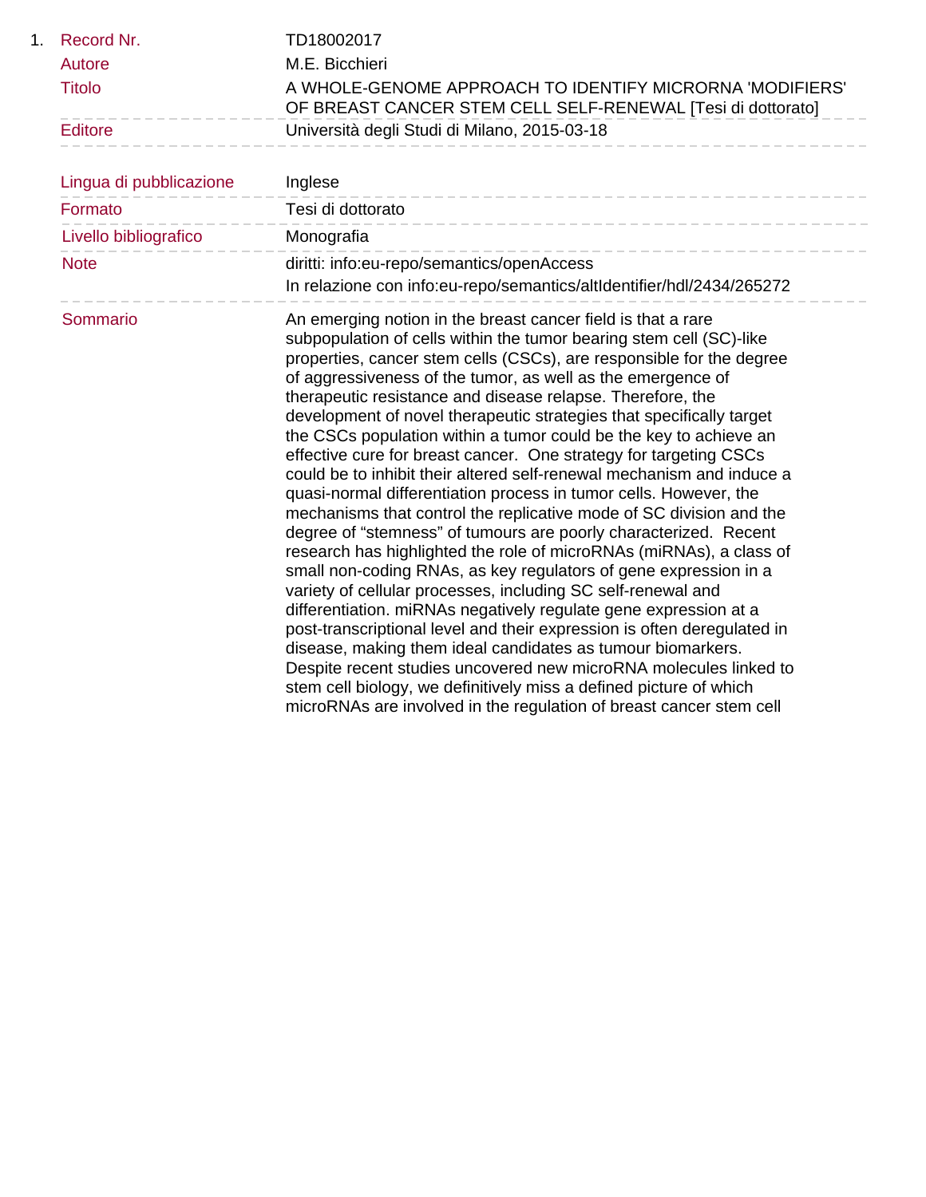1.

| | |
|---|---|
| Record Nr. | TD18002017 |
| Autore | M.E. Bicchieri |
| Titolo | A WHOLE-GENOME APPROACH TO IDENTIFY MICRORNA 'MODIFIERS' OF BREAST CANCER STEM CELL SELF-RENEWAL [Tesi di dottorato] |
| Editore | Università degli Studi di Milano, 2015-03-18 |
| Lingua di pubblicazione | Inglese |
| Formato | Tesi di dottorato |
| Livello bibliografico | Monografia |
| Note | diritti: info:eu-repo/semantics/openAccess<br>In relazione con info:eu-repo/semantics/altIdentifier/hdl/2434/265272 |
| Sommario | An emerging notion in the breast cancer field is that a rare subpopulation of cells within the tumor bearing stem cell (SC)-like properties, cancer stem cells (CSCs), are responsible for the degree of aggressiveness of the tumor, as well as the emergence of therapeutic resistance and disease relapse. Therefore, the development of novel therapeutic strategies that specifically target the CSCs population within a tumor could be the key to achieve an effective cure for breast cancer. One strategy for targeting CSCs could be to inhibit their altered self-renewal mechanism and induce a quasi-normal differentiation process in tumor cells. However, the mechanisms that control the replicative mode of SC division and the degree of “stemness” of tumours are poorly characterized. Recent research has highlighted the role of microRNAs (miRNAs), a class of small non-coding RNAs, as key regulators of gene expression in a variety of cellular processes, including SC self-renewal and differentiation. miRNAs negatively regulate gene expression at a post-transcriptional level and their expression is often deregulated in disease, making them ideal candidates as tumour biomarkers. Despite recent studies uncovered new microRNA molecules linked to stem cell biology, we definitively miss a defined picture of which microRNAs are involved in the regulation of breast cancer stem cell |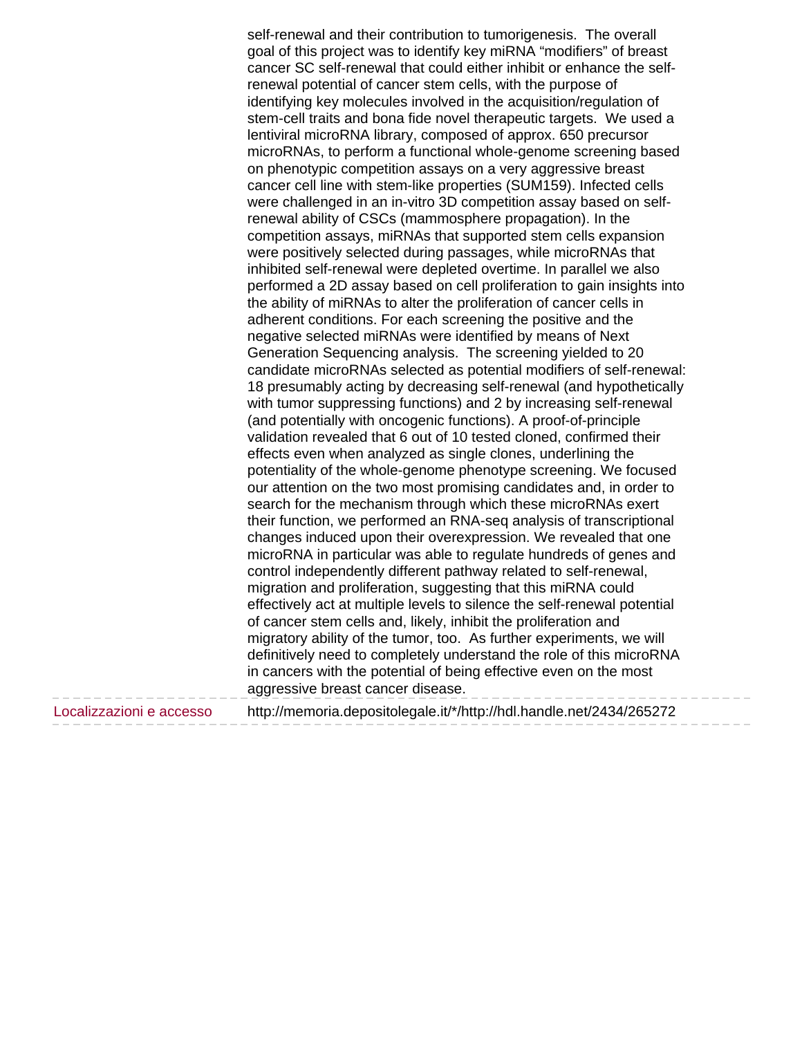self-renewal and their contribution to tumorigenesis. The overall goal of this project was to identify key miRNA “modifiers” of breast cancer SC self-renewal that could either inhibit or enhance the self-renewal potential of cancer stem cells, with the purpose of identifying key molecules involved in the acquisition/regulation of stem-cell traits and bona fide novel therapeutic targets. We used a lentiviral microRNA library, composed of approx. 650 precursor microRNAs, to perform a functional whole-genome screening based on phenotypic competition assays on a very aggressive breast cancer cell line with stem-like properties (SUM159). Infected cells were challenged in an in-vitro 3D competition assay based on self-renewal ability of CSCs (mammosphere propagation). In the competition assays, miRNAs that supported stem cells expansion were positively selected during passages, while microRNAs that inhibited self-renewal were depleted overtime. In parallel we also performed a 2D assay based on cell proliferation to gain insights into the ability of miRNAs to alter the proliferation of cancer cells in adherent conditions. For each screening the positive and the negative selected miRNAs were identified by means of Next Generation Sequencing analysis. The screening yielded to 20 candidate microRNAs selected as potential modifiers of self-renewal: 18 presumably acting by decreasing self-renewal (and hypothetically with tumor suppressing functions) and 2 by increasing self-renewal (and potentially with oncogenic functions). A proof-of-principle validation revealed that 6 out of 10 tested cloned, confirmed their effects even when analyzed as single clones, underlining the potentiality of the whole-genome phenotype screening. We focused our attention on the two most promising candidates and, in order to search for the mechanism through which these microRNAs exert their function, we performed an RNA-seq analysis of transcriptional changes induced upon their overexpression. We revealed that one microRNA in particular was able to regulate hundreds of genes and control independently different pathway related to self-renewal, migration and proliferation, suggesting that this miRNA could effectively act at multiple levels to silence the self-renewal potential of cancer stem cells and, likely, inhibit the proliferation and migratory ability of the tumor, too. As further experiments, we will definitively need to completely understand the role of this microRNA in cancers with the potential of being effective even on the most aggressive breast cancer disease.

| | |
|---|---|
| Localizzazioni e accesso | http://memoria.depositolegale.it/*/http://hdl.handle.net/2434/265272 |